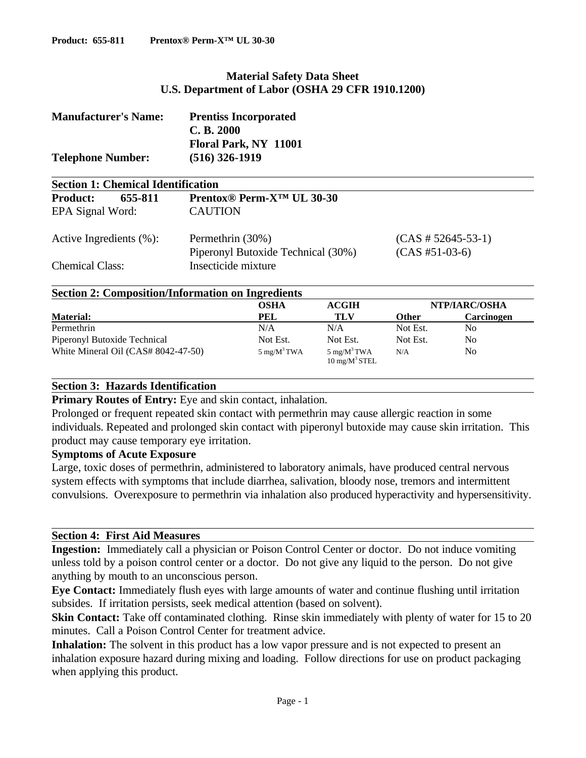# Material Safety Data Sheet
## U.S. Department of Labor (OSHA 29 CFR 1910.1200)

**Manufacturer's Name:** **Prentiss Incorporated**
**C. B. 2000**
**Floral Park, NY 11001**

**Telephone Number:** **(516) 326-1919**

## Section 1: Chemical Identification

| | | |
|---|---|---|
| **Product: 655-811** | **Prentox® Perm-X™ UL 30-30** | |
| EPA Signal Word: | CAUTION | |
| Active Ingredients (%): | Permethrin (30%) | (CAS # 52645-53-1) |
| | Piperonyl Butoxide Technical (30%) | (CAS #51-03-6) |
| Chemical Class: | Insecticide mixture | |

## Section 2: Composition/Information on Ingredients

| Material: | OSHA PEL | ACGIH TLV | Other | NTP/IARC/OSHA Carcinogen |
|---|---|---|---|---|
| Permethrin | N/A | N/A | Not Est. | No |
| Piperonyl Butoxide Technical | Not Est. | Not Est. | Not Est. | No |
| White Mineral Oil (CAS# 8042-47-50) | 5 mg/M$^3$ TWA | 5 mg/M$^3$ TWA<br>10 mg/M$^3$ STEL | N/A | No |

## Section 3: Hazards Identification

**Primary Routes of Entry:** Eye and skin contact, inhalation.

Prolonged or frequent repeated skin contact with permethrin may cause allergic reaction in some individuals. Repeated and prolonged skin contact with piperonyl butoxide may cause skin irritation. This product may cause temporary eye irritation.

**Symptoms of Acute Exposure**

Large, toxic doses of permethrin, administered to laboratory animals, have produced central nervous system effects with symptoms that include diarrhea, salivation, bloody nose, tremors and intermittent convulsions. Overexposure to permethrin via inhalation also produced hyperactivity and hypersensitivity.

## Section 4: First Aid Measures

**Ingestion:** Immediately call a physician or Poison Control Center or doctor. Do not induce vomiting unless told by a poison control center or a doctor. Do not give any liquid to the person. Do not give anything by mouth to an unconscious person.

**Eye Contact:** Immediately flush eyes with large amounts of water and continue flushing until irritation subsides. If irritation persists, seek medical attention (based on solvent).

**Skin Contact:** Take off contaminated clothing. Rinse skin immediately with plenty of water for 15 to 20 minutes. Call a Poison Control Center for treatment advice.

**Inhalation:** The solvent in this product has a low vapor pressure and is not expected to present an inhalation exposure hazard during mixing and loading. Follow directions for use on product packaging when applying this product.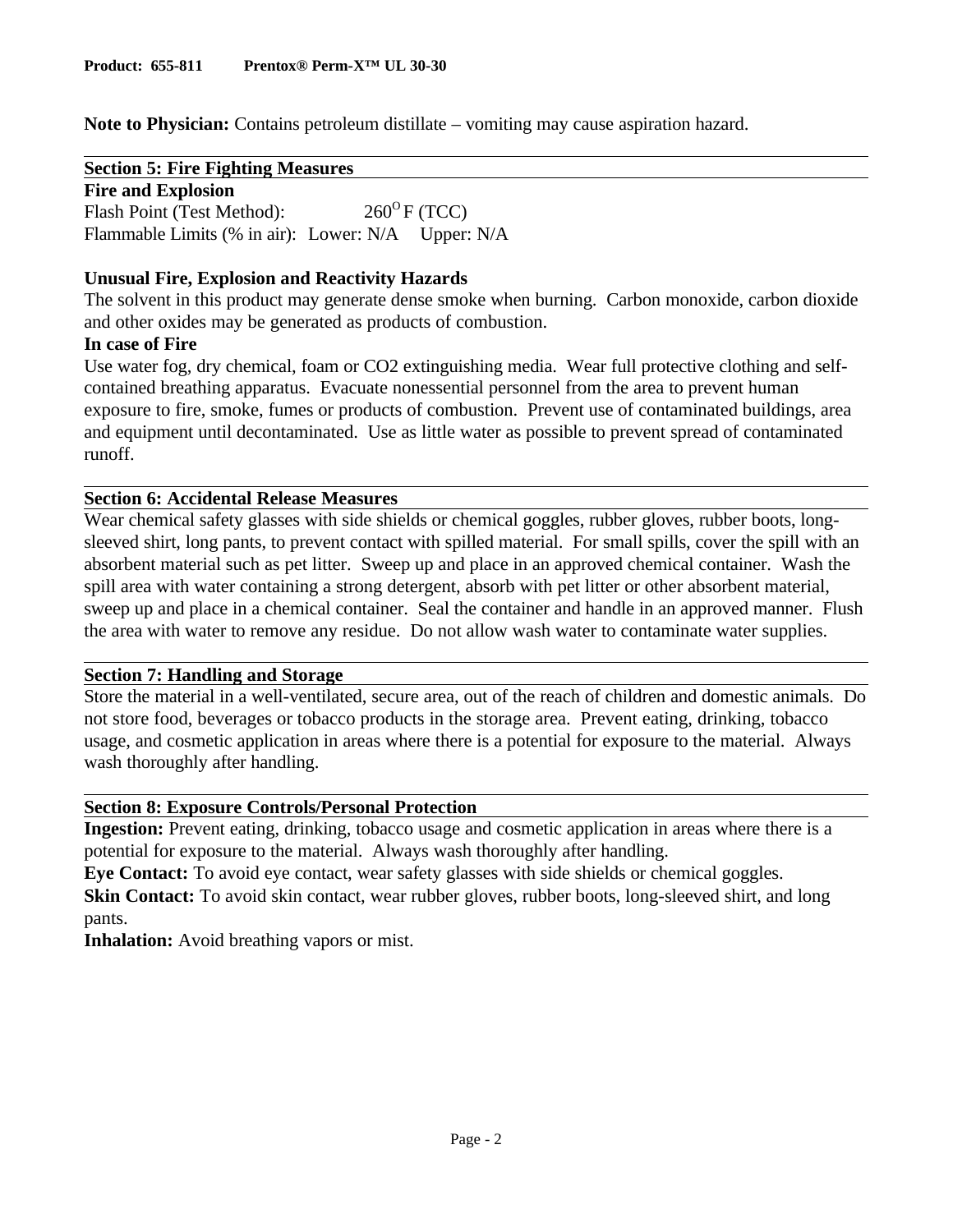**Note to Physician:** Contains petroleum distillate – vomiting may cause aspiration hazard.

## Section 5: Fire Fighting Measures

**Fire and Explosion**

Flash Point (Test Method): $260^{O}$ F (TCC)

Flammable Limits (% in air): Lower: N/A Upper: N/A

**Unusual Fire, Explosion and Reactivity Hazards**

The solvent in this product may generate dense smoke when burning. Carbon monoxide, carbon dioxide and other oxides may be generated as products of combustion.

**In case of Fire**

Use water fog, dry chemical, foam or CO2 extinguishing media. Wear full protective clothing and self-contained breathing apparatus. Evacuate nonessential personnel from the area to prevent human exposure to fire, smoke, fumes or products of combustion. Prevent use of contaminated buildings, area and equipment until decontaminated. Use as little water as possible to prevent spread of contaminated runoff.

## Section 6: Accidental Release Measures

Wear chemical safety glasses with side shields or chemical goggles, rubber gloves, rubber boots, long-sleeved shirt, long pants, to prevent contact with spilled material. For small spills, cover the spill with an absorbent material such as pet litter. Sweep up and place in an approved chemical container. Wash the spill area with water containing a strong detergent, absorb with pet litter or other absorbent material, sweep up and place in a chemical container. Seal the container and handle in an approved manner. Flush the area with water to remove any residue. Do not allow wash water to contaminate water supplies.

## Section 7: Handling and Storage

Store the material in a well-ventilated, secure area, out of the reach of children and domestic animals. Do not store food, beverages or tobacco products in the storage area. Prevent eating, drinking, tobacco usage, and cosmetic application in areas where there is a potential for exposure to the material. Always wash thoroughly after handling.

## Section 8: Exposure Controls/Personal Protection

**Ingestion:** Prevent eating, drinking, tobacco usage and cosmetic application in areas where there is a potential for exposure to the material. Always wash thoroughly after handling.

**Eye Contact:** To avoid eye contact, wear safety glasses with side shields or chemical goggles.

**Skin Contact:** To avoid skin contact, wear rubber gloves, rubber boots, long-sleeved shirt, and long pants.

**Inhalation:** Avoid breathing vapors or mist.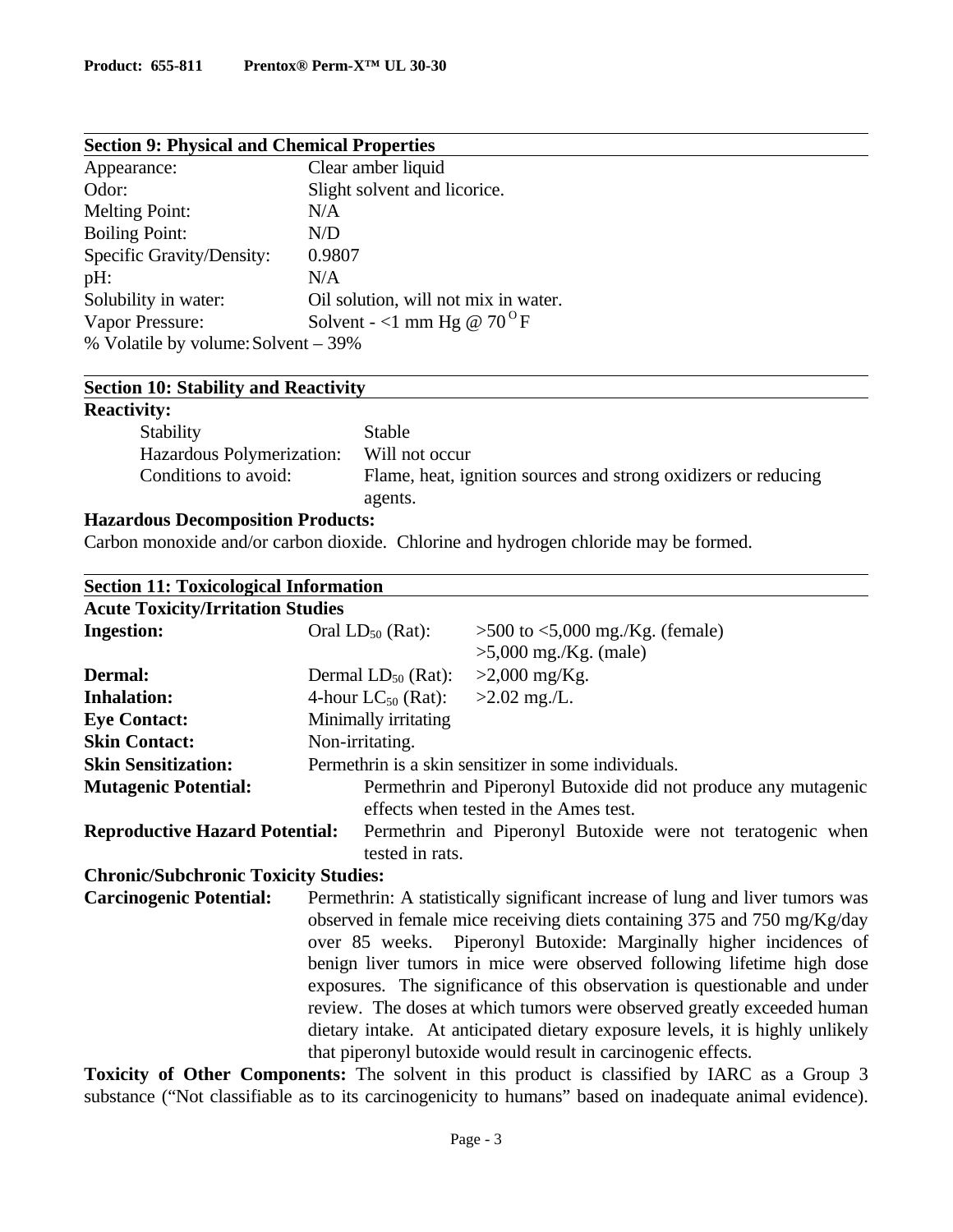## Section 9: Physical and Chemical Properties

| | |
|---|---|
| Appearance: | Clear amber liquid |
| Odor: | Slight solvent and licorice. |
| Melting Point: | N/A |
| Boiling Point: | N/D |
| Specific Gravity/Density: | 0.9807 |
| pH: | N/A |
| Solubility in water: | Oil solution, will not mix in water. |
| Vapor Pressure: | Solvent - <1 mm Hg @ 70 $^{O}$F |
| % Volatile by volume: | Solvent – 39% |

## Section 10: Stability and Reactivity

**Reactivity:**

| | |
|---|---|
| Stability | Stable |
| Hazardous Polymerization: | Will not occur |
| Conditions to avoid: | Flame, heat, ignition sources and strong oxidizers or reducing agents. |

**Hazardous Decomposition Products:**

Carbon monoxide and/or carbon dioxide. Chlorine and hydrogen chloride may be formed.

## Section 11: Toxicological Information

**Acute Toxicity/Irritation Studies**

| | | |
|---|---|---|
| **Ingestion:** | Oral $LD_{50}$ (Rat): | >500 to <5,000 mg./Kg. (female)<br>>5,000 mg./Kg. (male) |
| **Dermal:** | Dermal $LD_{50}$ (Rat): | >2,000 mg/Kg. |
| **Inhalation:** | 4-hour $LC_{50}$ (Rat): | >2.02 mg./L. |
| **Eye Contact:** | Minimally irritating | |
| **Skin Contact:** | Non-irritating. | |

**Skin Sensitization:** Permethrin is a skin sensitizer in some individuals.

**Mutagenic Potential:** Permethrin and Piperonyl Butoxide did not produce any mutagenic effects when tested in the Ames test.

**Reproductive Hazard Potential:** Permethrin and Piperonyl Butoxide were not teratogenic when tested in rats.

**Chronic/Subchronic Toxicity Studies:**

**Carcinogenic Potential:** Permethrin: A statistically significant increase of lung and liver tumors was observed in female mice receiving diets containing 375 and 750 mg/Kg/day over 85 weeks. Piperonyl Butoxide: Marginally higher incidences of benign liver tumors in mice were observed following lifetime high dose exposures. The significance of this observation is questionable and under review. The doses at which tumors were observed greatly exceeded human dietary intake. At anticipated dietary exposure levels, it is highly unlikely that piperonyl butoxide would result in carcinogenic effects.

**Toxicity of Other Components:** The solvent in this product is classified by IARC as a Group 3 substance ("Not classifiable as to its carcinogenicity to humans" based on inadequate animal evidence).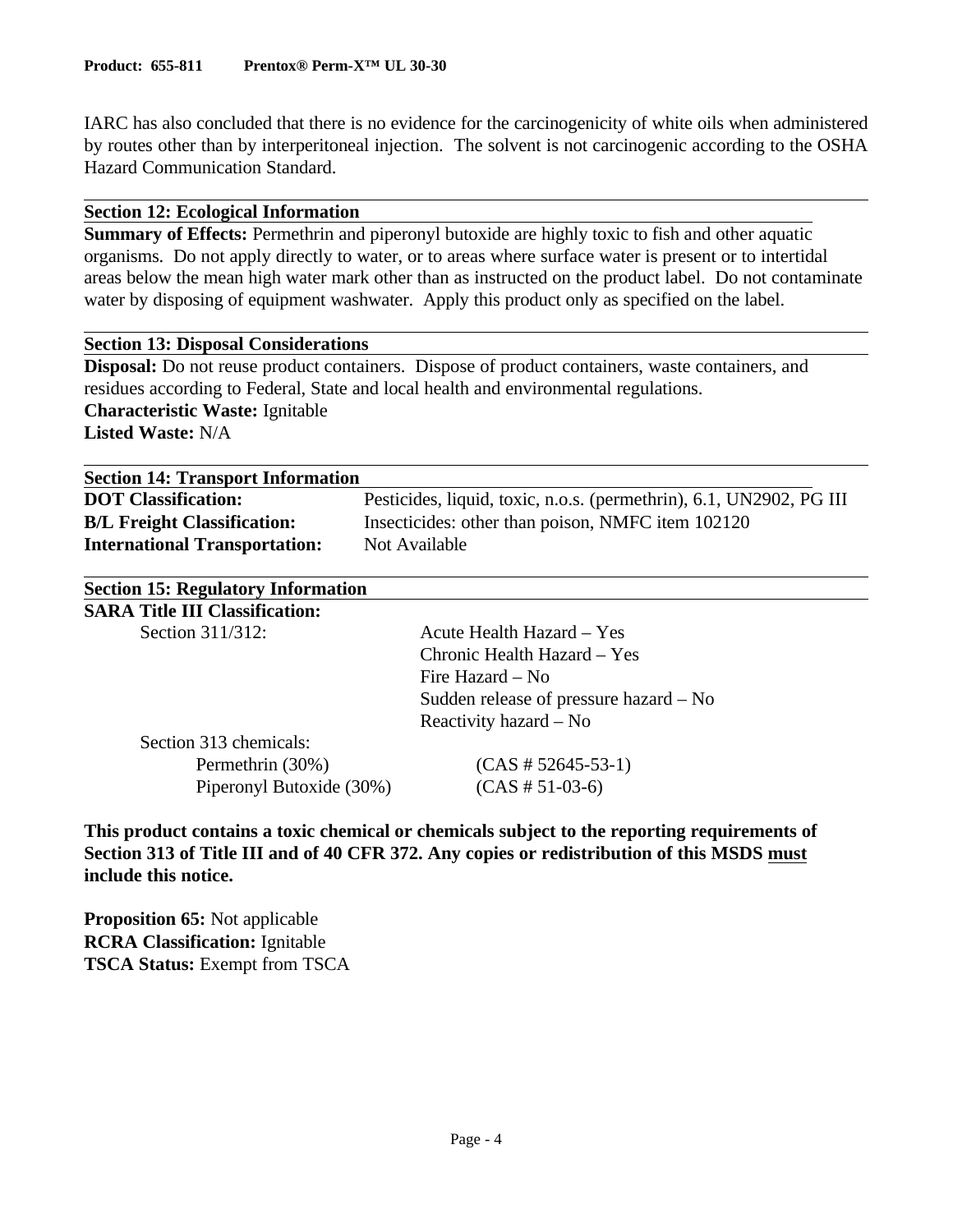IARC has also concluded that there is no evidence for the carcinogenicity of white oils when administered by routes other than by interperitoneal injection. The solvent is not carcinogenic according to the OSHA Hazard Communication Standard.

## Section 12: Ecological Information

**Summary of Effects:** Permethrin and piperonyl butoxide are highly toxic to fish and other aquatic organisms. Do not apply directly to water, or to areas where surface water is present or to intertidal areas below the mean high water mark other than as instructed on the product label. Do not contaminate water by disposing of equipment washwater. Apply this product only as specified on the label.

## Section 13: Disposal Considerations

**Disposal:** Do not reuse product containers. Dispose of product containers, waste containers, and residues according to Federal, State and local health and environmental regulations.
**Characteristic Waste:** Ignitable
**Listed Waste:** N/A

## Section 14: Transport Information

| | |
|---|---|
| **DOT Classification:** | Pesticides, liquid, toxic, n.o.s. (permethrin), 6.1, UN2902, PG III |
| **B/L Freight Classification:** | Insecticides: other than poison, NMFC item 102120 |
| **International Transportation:** | Not Available |

## Section 15: Regulatory Information

**SARA Title III Classification:**

Section 311/312:
- Acute Health Hazard – Yes
- Chronic Health Hazard – Yes
- Fire Hazard – No
- Sudden release of pressure hazard – No
- Reactivity hazard – No

Section 313 chemicals:

| | |
|---|---|
| Permethrin (30%) | (CAS # 52645-53-1) |
| Piperonyl Butoxide (30%) | (CAS # 51-03-6) |

**This product contains a toxic chemical or chemicals subject to the reporting requirements of Section 313 of Title III and of 40 CFR 372. Any copies or redistribution of this MSDS must include this notice.**

**Proposition 65:** Not applicable
**RCRA Classification:** Ignitable
**TSCA Status:** Exempt from TSCA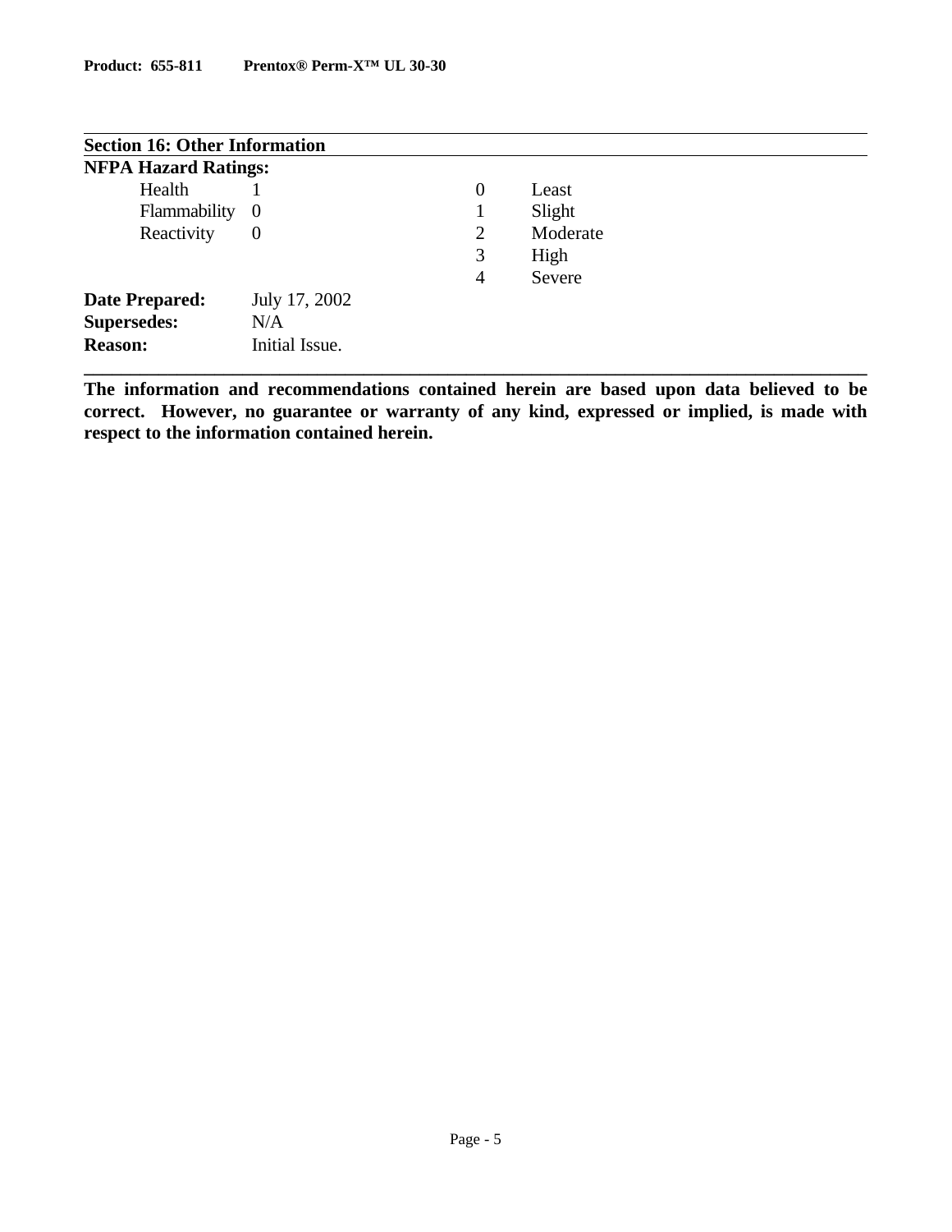## Section 16: Other Information

**NFPA Hazard Ratings:**

| | | | |
|---|---|---|---|
| Health | 1 | 0 | Least |
| Flammability | 0 | 1 | Slight |
| Reactivity | 0 | 2 | Moderate |
| | | 3 | High |
| | | 4 | Severe |

**Date Prepared:** July 17, 2002

**Supersedes:** N/A

**Reason:** Initial Issue.

---

**The information and recommendations contained herein are based upon data believed to be correct. However, no guarantee or warranty of any kind, expressed or implied, is made with respect to the information contained herein.**